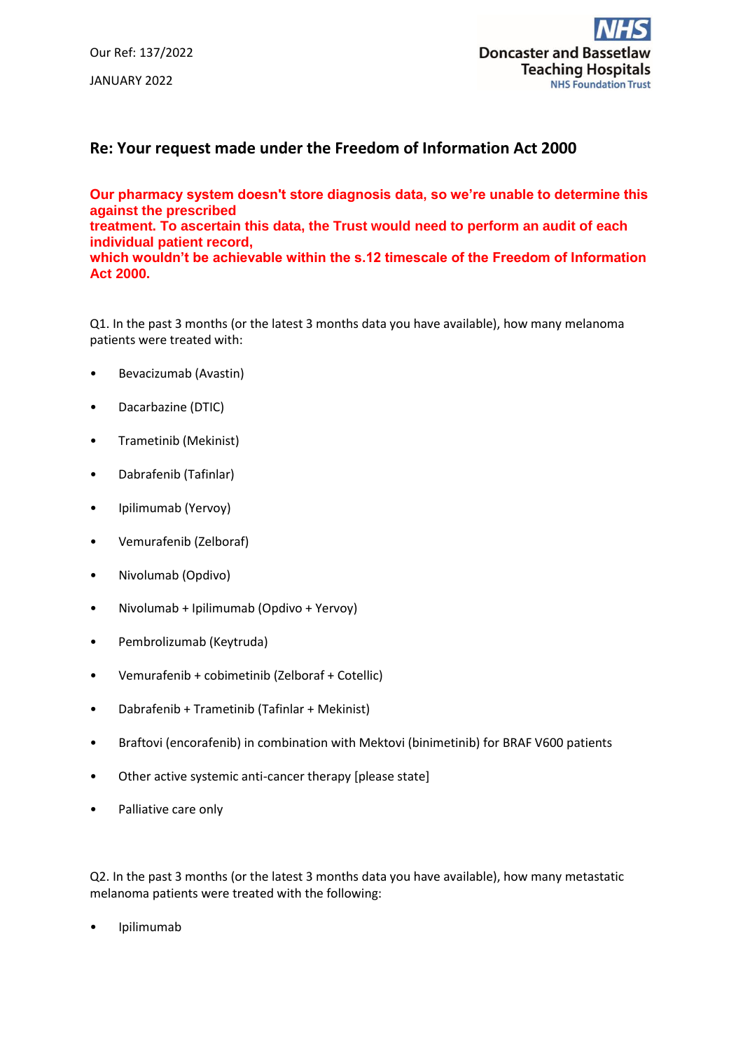Our Ref: 137/2022

JANUARY 2022

Doncaster and Bassetlaw Teaching Hospitals
NHS Foundation Trust

## Re: Your request made under the Freedom of Information Act 2000

**Our pharmacy system doesn't store diagnosis data, so we're unable to determine this against the prescribed treatment. To ascertain this data, the Trust would need to perform an audit of each individual patient record, which wouldn't be achievable within the s.12 timescale of the Freedom of Information Act 2000.**

Q1. In the past 3 months (or the latest 3 months data you have available), how many melanoma patients were treated with:

- Bevacizumab (Avastin)
- Dacarbazine (DTIC)
- Trametinib (Mekinist)
- Dabrafenib (Tafinlar)
- Ipilimumab (Yervoy)
- Vemurafenib (Zelboraf)
- Nivolumab (Opdivo)
- Nivolumab + Ipilimumab (Opdivo + Yervoy)
- Pembrolizumab (Keytruda)
- Vemurafenib + cobimetinib (Zelboraf + Cotellic)
- Dabrafenib + Trametinib (Tafinlar + Mekinist)
- Braftovi (encorafenib) in combination with Mektovi (binimetinib) for BRAF V600 patients
- Other active systemic anti-cancer therapy [please state]
- Palliative care only

Q2. In the past 3 months (or the latest 3 months data you have available), how many metastatic melanoma patients were treated with the following:

- Ipilimumab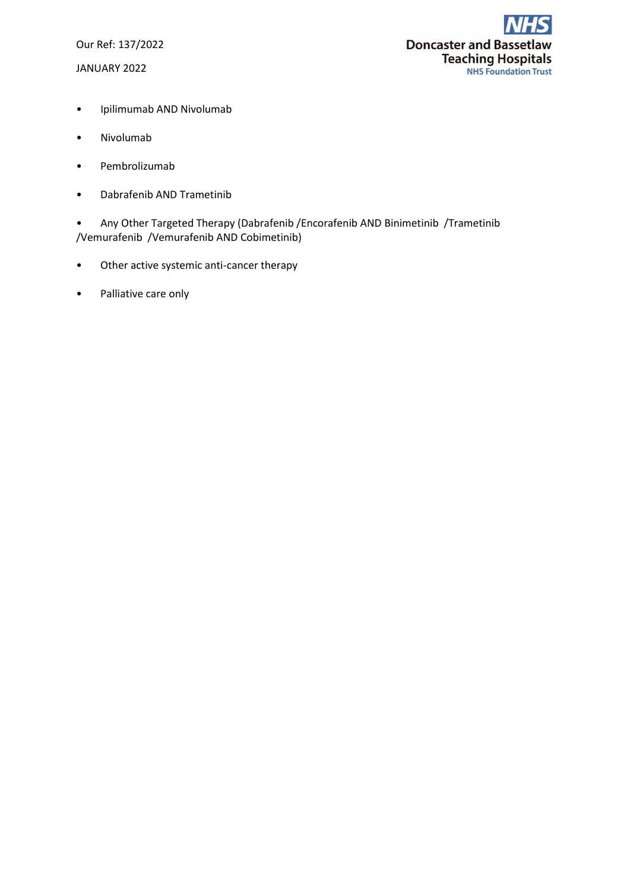- Ipilimumab AND Nivolumab
- Nivolumab
- Pembrolizumab
- Dabrafenib AND Trametinib
- Any Other Targeted Therapy (Dabrafenib /Encorafenib AND Binimetinib /Trametinib /Vemurafenib /Vemurafenib AND Cobimetinib)
- Other active systemic anti-cancer therapy
- Palliative care only